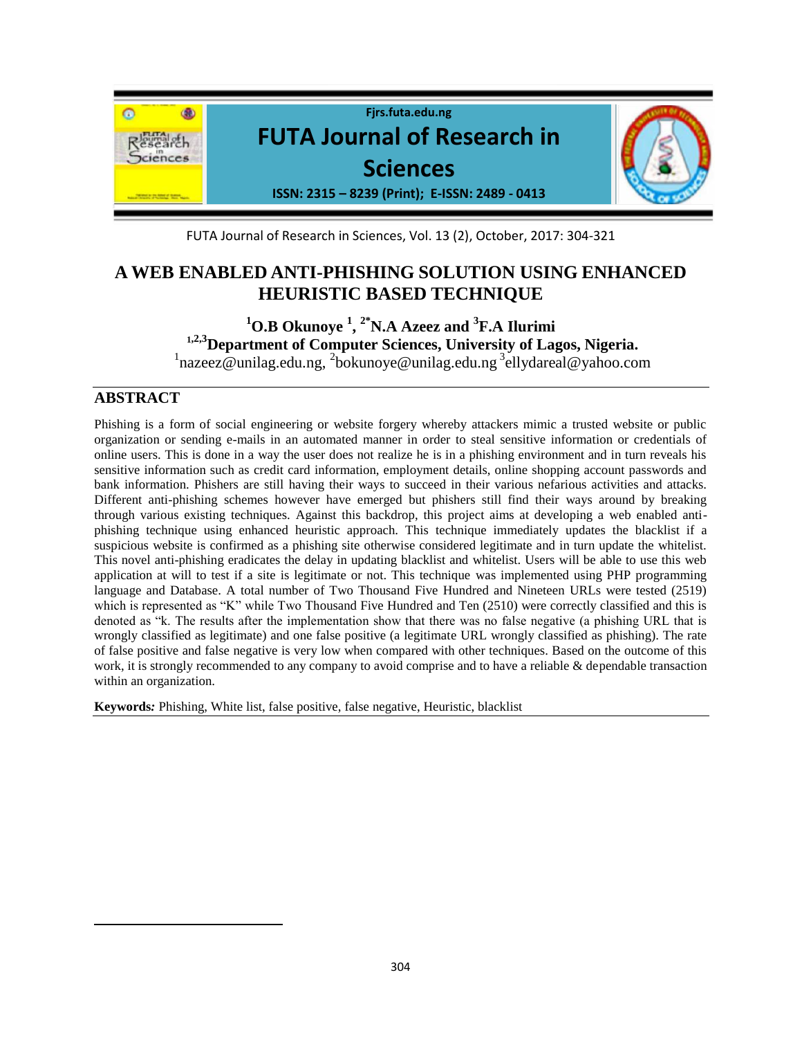# A WEB ENABLED ANTI-PHISHING SOLUTION USING ENHANCED HEURISTIC BASED TECHNIQUE

**[1]O.B Okunoye [1], [2*]N.A Azeez and [3]F.A Ilurimi**

**[1,2,3]Department of Computer Sciences, University of Lagos, Nigeria.**

[1]nazeez@unilag.edu.ng, [2]bokunoye@unilag.edu.ng [3]ellydareal@yahoo.com

## ABSTRACT

Phishing is a form of social engineering or website forgery whereby attackers mimic a trusted website or public organization or sending e-mails in an automated manner in order to steal sensitive information or credentials of online users. This is done in a way the user does not realize he is in a phishing environment and in turn reveals his sensitive information such as credit card information, employment details, online shopping account passwords and bank information. Phishers are still having their ways to succeed in their various nefarious activities and attacks. Different anti-phishing schemes however have emerged but phishers still find their ways around by breaking through various existing techniques. Against this backdrop, this project aims at developing a web enabled anti-phishing technique using enhanced heuristic approach. This technique immediately updates the blacklist if a suspicious website is confirmed as a phishing site otherwise considered legitimate and in turn update the whitelist. This novel anti-phishing eradicates the delay in updating blacklist and whitelist. Users will be able to use this web application at will to test if a site is legitimate or not. This technique was implemented using PHP programming language and Database. A total number of Two Thousand Five Hundred and Nineteen URLs were tested (2519) which is represented as "K" while Two Thousand Five Hundred and Ten (2510) were correctly classified and this is denoted as "k. The results after the implementation show that there was no false negative (a phishing URL that is wrongly classified as legitimate) and one false positive (a legitimate URL wrongly classified as phishing). The rate of false positive and false negative is very low when compared with other techniques. Based on the outcome of this work, it is strongly recommended to any company to avoid comprise and to have a reliable & dependable transaction within an organization.

**Keywords:** Phishing, White list, false positive, false negative, Heuristic, blacklist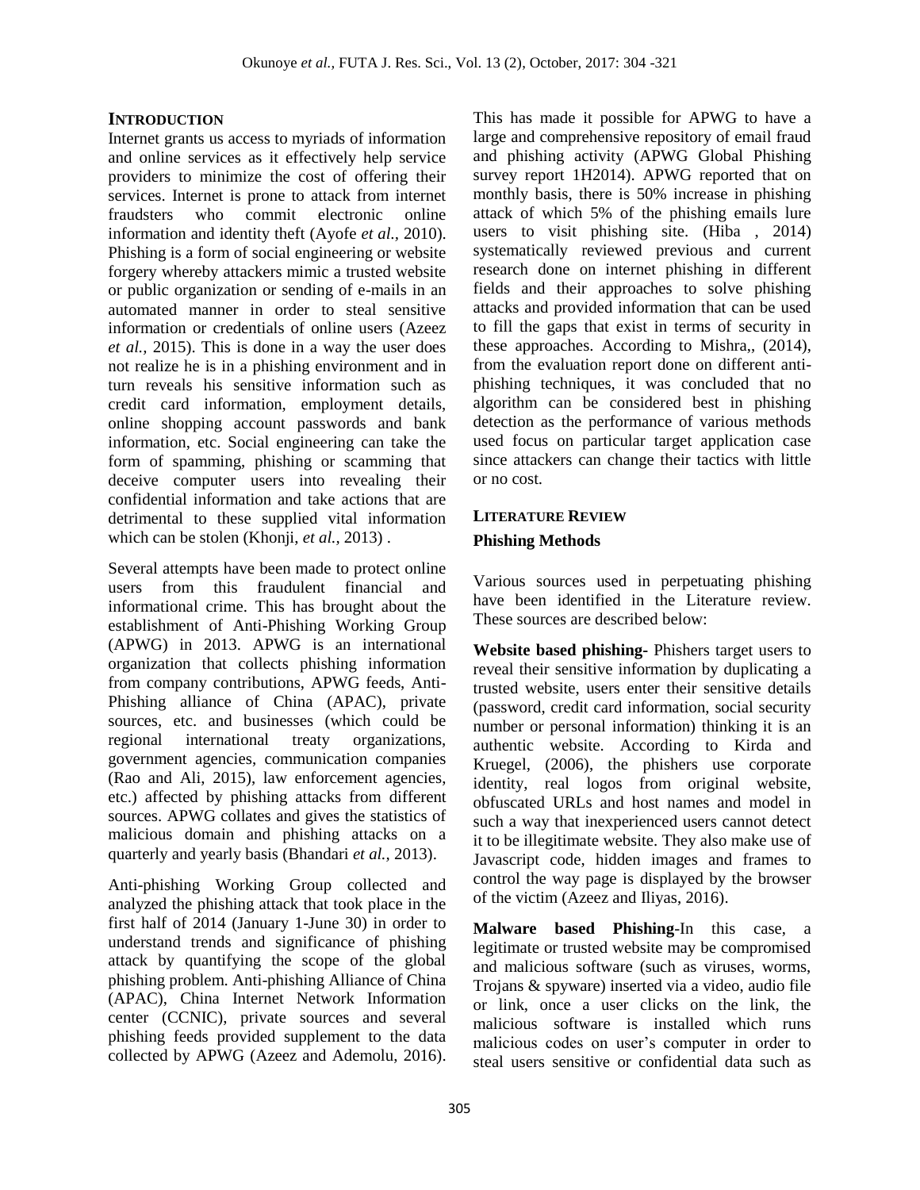## INTRODUCTION

Internet grants us access to myriads of information and online services as it effectively help service providers to minimize the cost of offering their services. Internet is prone to attack from internet fraudsters who commit electronic online information and identity theft (Ayofe *et al.,* 2010). Phishing is a form of social engineering or website forgery whereby attackers mimic a trusted website or public organization or sending of e-mails in an automated manner in order to steal sensitive information or credentials of online users (Azeez *et al.,* 2015). This is done in a way the user does not realize he is in a phishing environment and in turn reveals his sensitive information such as credit card information, employment details, online shopping account passwords and bank information, etc. Social engineering can take the form of spamming, phishing or scamming that deceive computer users into revealing their confidential information and take actions that are detrimental to these supplied vital information which can be stolen (Khonji, *et al.,* 2013) .

Several attempts have been made to protect online users from this fraudulent financial and informational crime. This has brought about the establishment of Anti-Phishing Working Group (APWG) in 2013. APWG is an international organization that collects phishing information from company contributions, APWG feeds, Anti-Phishing alliance of China (APAC), private sources, etc. and businesses (which could be regional international treaty organizations, government agencies, communication companies (Rao and Ali, 2015), law enforcement agencies, etc.) affected by phishing attacks from different sources. APWG collates and gives the statistics of malicious domain and phishing attacks on a quarterly and yearly basis (Bhandari *et al.,* 2013).

Anti-phishing Working Group collected and analyzed the phishing attack that took place in the first half of 2014 (January 1-June 30) in order to understand trends and significance of phishing attack by quantifying the scope of the global phishing problem. Anti-phishing Alliance of China (APAC), China Internet Network Information center (CCNIC), private sources and several phishing feeds provided supplement to the data collected by APWG (Azeez and Ademolu, 2016). This has made it possible for APWG to have a large and comprehensive repository of email fraud and phishing activity (APWG Global Phishing survey report 1H2014). APWG reported that on monthly basis, there is 50% increase in phishing attack of which 5% of the phishing emails lure users to visit phishing site. (Hiba , 2014) systematically reviewed previous and current research done on internet phishing in different fields and their approaches to solve phishing attacks and provided information that can be used to fill the gaps that exist in terms of security in these approaches. According to Mishra,, (2014), from the evaluation report done on different anti-phishing techniques, it was concluded that no algorithm can be considered best in phishing detection as the performance of various methods used focus on particular target application case since attackers can change their tactics with little or no cost.

## LITERATURE REVIEW

### Phishing Methods

Various sources used in perpetuating phishing have been identified in the Literature review. These sources are described below:

**Website based phishing-** Phishers target users to reveal their sensitive information by duplicating a trusted website, users enter their sensitive details (password, credit card information, social security number or personal information) thinking it is an authentic website. According to Kirda and Kruegel, (2006), the phishers use corporate identity, real logos from original website, obfuscated URLs and host names and model in such a way that inexperienced users cannot detect it to be illegitimate website. They also make use of Javascript code, hidden images and frames to control the way page is displayed by the browser of the victim (Azeez and Iliyas, 2016).

**Malware based Phishing**-In this case, a legitimate or trusted website may be compromised and malicious software (such as viruses, worms, Trojans & spyware) inserted via a video, audio file or link, once a user clicks on the link, the malicious software is installed which runs malicious codes on user's computer in order to steal users sensitive or confidential data such as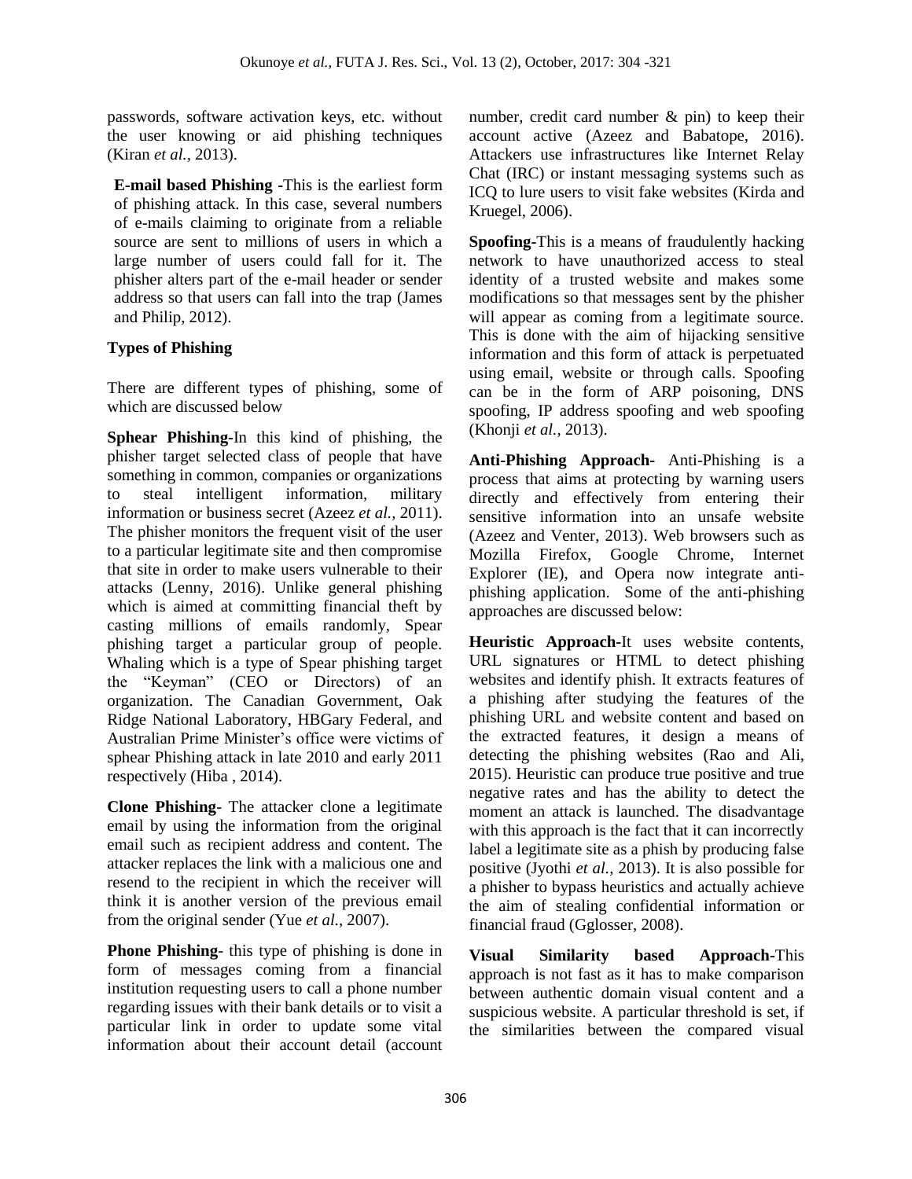passwords, software activation keys, etc. without the user knowing or aid phishing techniques (Kiran *et al.,* 2013).

**E-mail based Phishing** -This is the earliest form of phishing attack. In this case, several numbers of e-mails claiming to originate from a reliable source are sent to millions of users in which a large number of users could fall for it. The phisher alters part of the e-mail header or sender address so that users can fall into the trap (James and Philip, 2012).

**Types of Phishing**

There are different types of phishing, some of which are discussed below

**Sphear Phishing-**In this kind of phishing, the phisher target selected class of people that have something in common, companies or organizations to steal intelligent information, military information or business secret (Azeez *et al.,* 2011). The phisher monitors the frequent visit of the user to a particular legitimate site and then compromise that site in order to make users vulnerable to their attacks (Lenny, 2016). Unlike general phishing which is aimed at committing financial theft by casting millions of emails randomly, Spear phishing target a particular group of people. Whaling which is a type of Spear phishing target the "Keyman" (CEO or Directors) of an organization. The Canadian Government, Oak Ridge National Laboratory, HBGary Federal, and Australian Prime Minister's office were victims of sphear Phishing attack in late 2010 and early 2011 respectively (Hiba , 2014).

**Clone Phishing**- The attacker clone a legitimate email by using the information from the original email such as recipient address and content. The attacker replaces the link with a malicious one and resend to the recipient in which the receiver will think it is another version of the previous email from the original sender (Yue *et al.,* 2007).

**Phone Phishing**- this type of phishing is done in form of messages coming from a financial institution requesting users to call a phone number regarding issues with their bank details or to visit a particular link in order to update some vital information about their account detail (account number, credit card number & pin) to keep their account active (Azeez and Babatope, 2016). Attackers use infrastructures like Internet Relay Chat (IRC) or instant messaging systems such as ICQ to lure users to visit fake websites (Kirda and Kruegel, 2006).

**Spoofing-**This is a means of fraudulently hacking network to have unauthorized access to steal identity of a trusted website and makes some modifications so that messages sent by the phisher will appear as coming from a legitimate source. This is done with the aim of hijacking sensitive information and this form of attack is perpetuated using email, website or through calls. Spoofing can be in the form of ARP poisoning, DNS spoofing, IP address spoofing and web spoofing (Khonji *et al.,* 2013).

**Anti-Phishing Approach-** Anti-Phishing is a process that aims at protecting by warning users directly and effectively from entering their sensitive information into an unsafe website (Azeez and Venter, 2013). Web browsers such as Mozilla Firefox, Google Chrome, Internet Explorer (IE), and Opera now integrate anti-phishing application. Some of the anti-phishing approaches are discussed below:

**Heuristic Approach-**It uses website contents, URL signatures or HTML to detect phishing websites and identify phish. It extracts features of a phishing after studying the features of the phishing URL and website content and based on the extracted features, it design a means of detecting the phishing websites (Rao and Ali, 2015). Heuristic can produce true positive and true negative rates and has the ability to detect the moment an attack is launched. The disadvantage with this approach is the fact that it can incorrectly label a legitimate site as a phish by producing false positive (Jyothi *et al.,* 2013). It is also possible for a phisher to bypass heuristics and actually achieve the aim of stealing confidential information or financial fraud (Gglosser, 2008).

**Visual Similarity based Approach-**This approach is not fast as it has to make comparison between authentic domain visual content and a suspicious website. A particular threshold is set, if the similarities between the compared visual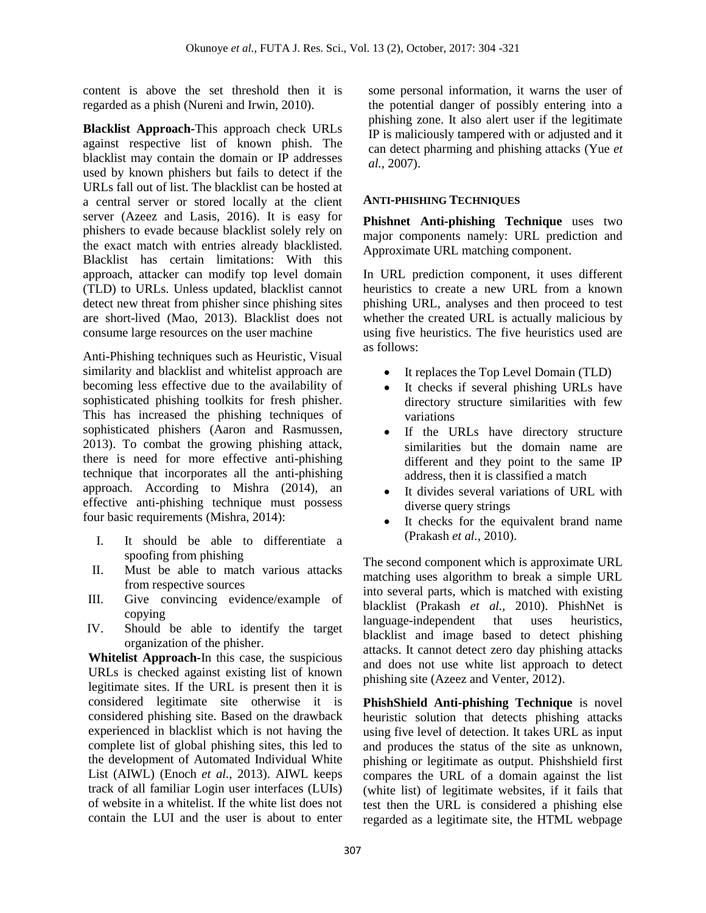content is above the set threshold then it is regarded as a phish (Nureni and Irwin, 2010).

**Blacklist Approach-**This approach check URLs against respective list of known phish. The blacklist may contain the domain or IP addresses used by known phishers but fails to detect if the URLs fall out of list. The blacklist can be hosted at a central server or stored locally at the client server (Azeez and Lasis, 2016). It is easy for phishers to evade because blacklist solely rely on the exact match with entries already blacklisted. Blacklist has certain limitations: With this approach, attacker can modify top level domain (TLD) to URLs. Unless updated, blacklist cannot detect new threat from phisher since phishing sites are short-lived (Mao, 2013). Blacklist does not consume large resources on the user machine

Anti-Phishing techniques such as Heuristic, Visual similarity and blacklist and whitelist approach are becoming less effective due to the availability of sophisticated phishing toolkits for fresh phisher. This has increased the phishing techniques of sophisticated phishers (Aaron and Rasmussen, 2013). To combat the growing phishing attack, there is need for more effective anti-phishing technique that incorporates all the anti-phishing approach. According to Mishra (2014), an effective anti-phishing technique must possess four basic requirements (Mishra, 2014):

I. It should be able to differentiate a spoofing from phishing
II. Must be able to match various attacks from respective sources
III. Give convincing evidence/example of copying
IV. Should be able to identify the target organization of the phisher.

**Whitelist Approach-**In this case, the suspicious URLs is checked against existing list of known legitimate sites. If the URL is present then it is considered legitimate site otherwise it is considered phishing site. Based on the drawback experienced in blacklist which is not having the complete list of global phishing sites, this led to the development of Automated Individual White List (AIWL) (Enoch *et al.,* 2013). AIWL keeps track of all familiar Login user interfaces (LUIs) of website in a whitelist. If the white list does not contain the LUI and the user is about to enter some personal information, it warns the user of the potential danger of possibly entering into a phishing zone. It also alert user if the legitimate IP is maliciously tampered with or adjusted and it can detect pharming and phishing attacks (Yue *et al.,* 2007).

## ANTI-PHISHING TECHNIQUES

**Phishnet Anti-phishing Technique** uses two major components namely: URL prediction and Approximate URL matching component.

In URL prediction component, it uses different heuristics to create a new URL from a known phishing URL, analyses and then proceed to test whether the created URL is actually malicious by using five heuristics. The five heuristics used are as follows:

- It replaces the Top Level Domain (TLD)
- It checks if several phishing URLs have directory structure similarities with few variations
- If the URLs have directory structure similarities but the domain name are different and they point to the same IP address, then it is classified a match
- It divides several variations of URL with diverse query strings
- It checks for the equivalent brand name (Prakash *et al.,* 2010).

The second component which is approximate URL matching uses algorithm to break a simple URL into several parts, which is matched with existing blacklist (Prakash *et al.,* 2010). PhishNet is language-independent that uses heuristics, blacklist and image based to detect phishing attacks. It cannot detect zero day phishing attacks and does not use white list approach to detect phishing site (Azeez and Venter, 2012).

**PhishShield Anti-phishing Technique** is novel heuristic solution that detects phishing attacks using five level of detection. It takes URL as input and produces the status of the site as unknown, phishing or legitimate as output. Phishshield first compares the URL of a domain against the list (white list) of legitimate websites, if it fails that test then the URL is considered a phishing else regarded as a legitimate site, the HTML webpage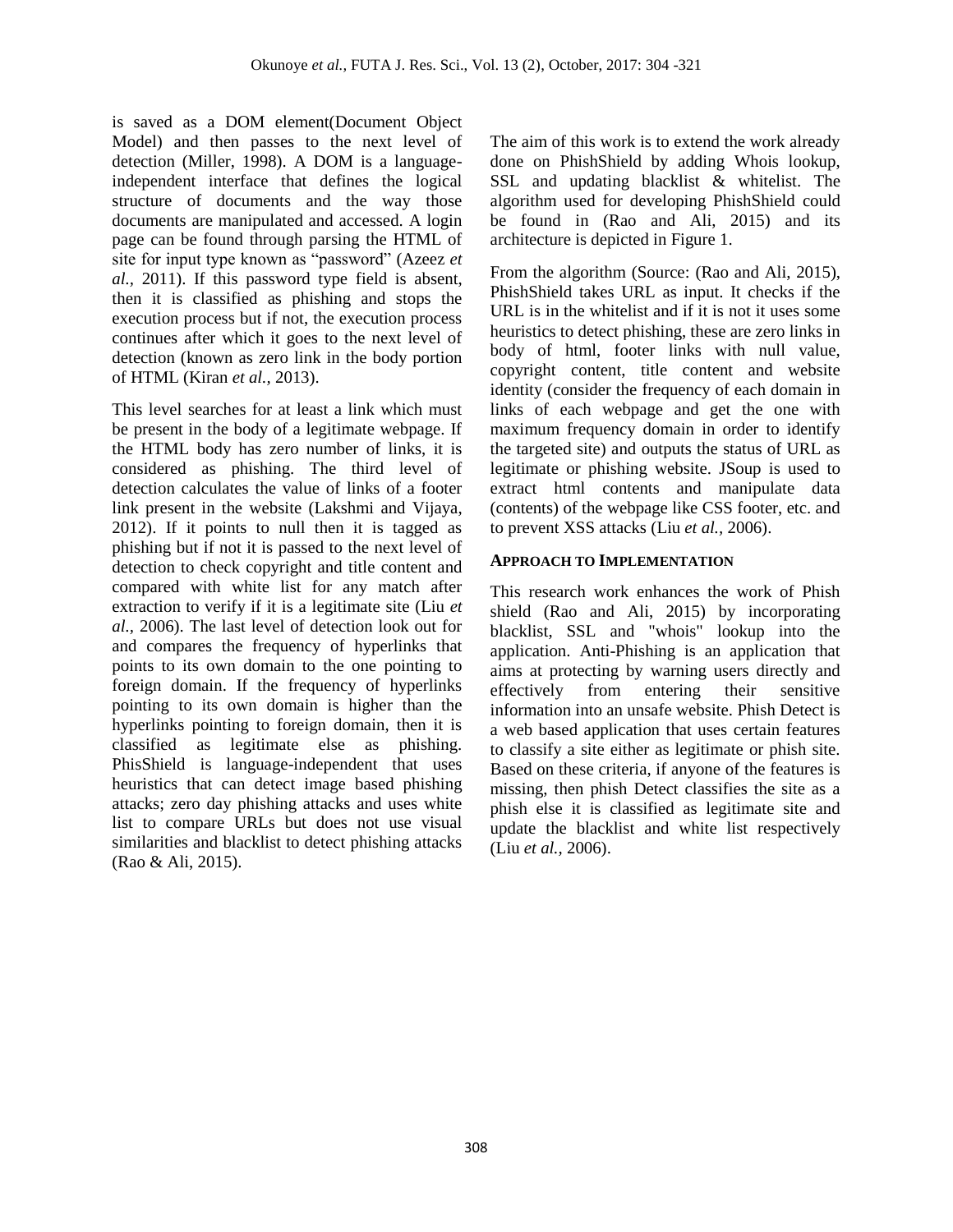is saved as a DOM element(Document Object Model) and then passes to the next level of detection (Miller, 1998). A DOM is a language-independent interface that defines the logical structure of documents and the way those documents are manipulated and accessed. A login page can be found through parsing the HTML of site for input type known as "password" (Azeez *et al.,* 2011). If this password type field is absent, then it is classified as phishing and stops the execution process but if not, the execution process continues after which it goes to the next level of detection (known as zero link in the body portion of HTML (Kiran *et al.,* 2013).

This level searches for at least a link which must be present in the body of a legitimate webpage. If the HTML body has zero number of links, it is considered as phishing. The third level of detection calculates the value of links of a footer link present in the website (Lakshmi and Vijaya, 2012). If it points to null then it is tagged as phishing but if not it is passed to the next level of detection to check copyright and title content and compared with white list for any match after extraction to verify if it is a legitimate site (Liu *et al.,* 2006). The last level of detection look out for and compares the frequency of hyperlinks that points to its own domain to the one pointing to foreign domain. If the frequency of hyperlinks pointing to its own domain is higher than the hyperlinks pointing to foreign domain, then it is classified as legitimate else as phishing. PhisShield is language-independent that uses heuristics that can detect image based phishing attacks; zero day phishing attacks and uses white list to compare URLs but does not use visual similarities and blacklist to detect phishing attacks (Rao & Ali, 2015).

The aim of this work is to extend the work already done on PhishShield by adding Whois lookup, SSL and updating blacklist & whitelist. The algorithm used for developing PhishShield could be found in (Rao and Ali, 2015) and its architecture is depicted in Figure 1.

From the algorithm (Source: (Rao and Ali, 2015), PhishShield takes URL as input. It checks if the URL is in the whitelist and if it is not it uses some heuristics to detect phishing, these are zero links in body of html, footer links with null value, copyright content, title content and website identity (consider the frequency of each domain in links of each webpage and get the one with maximum frequency domain in order to identify the targeted site) and outputs the status of URL as legitimate or phishing website. JSoup is used to extract html contents and manipulate data (contents) of the webpage like CSS footer, etc. and to prevent XSS attacks (Liu *et al.,* 2006).

## APPROACH TO IMPLEMENTATION

This research work enhances the work of Phish shield (Rao and Ali, 2015) by incorporating blacklist, SSL and "whois" lookup into the application. Anti-Phishing is an application that aims at protecting by warning users directly and effectively from entering their sensitive information into an unsafe website. Phish Detect is a web based application that uses certain features to classify a site either as legitimate or phish site. Based on these criteria, if anyone of the features is missing, then phish Detect classifies the site as a phish else it is classified as legitimate site and update the blacklist and white list respectively (Liu *et al.,* 2006).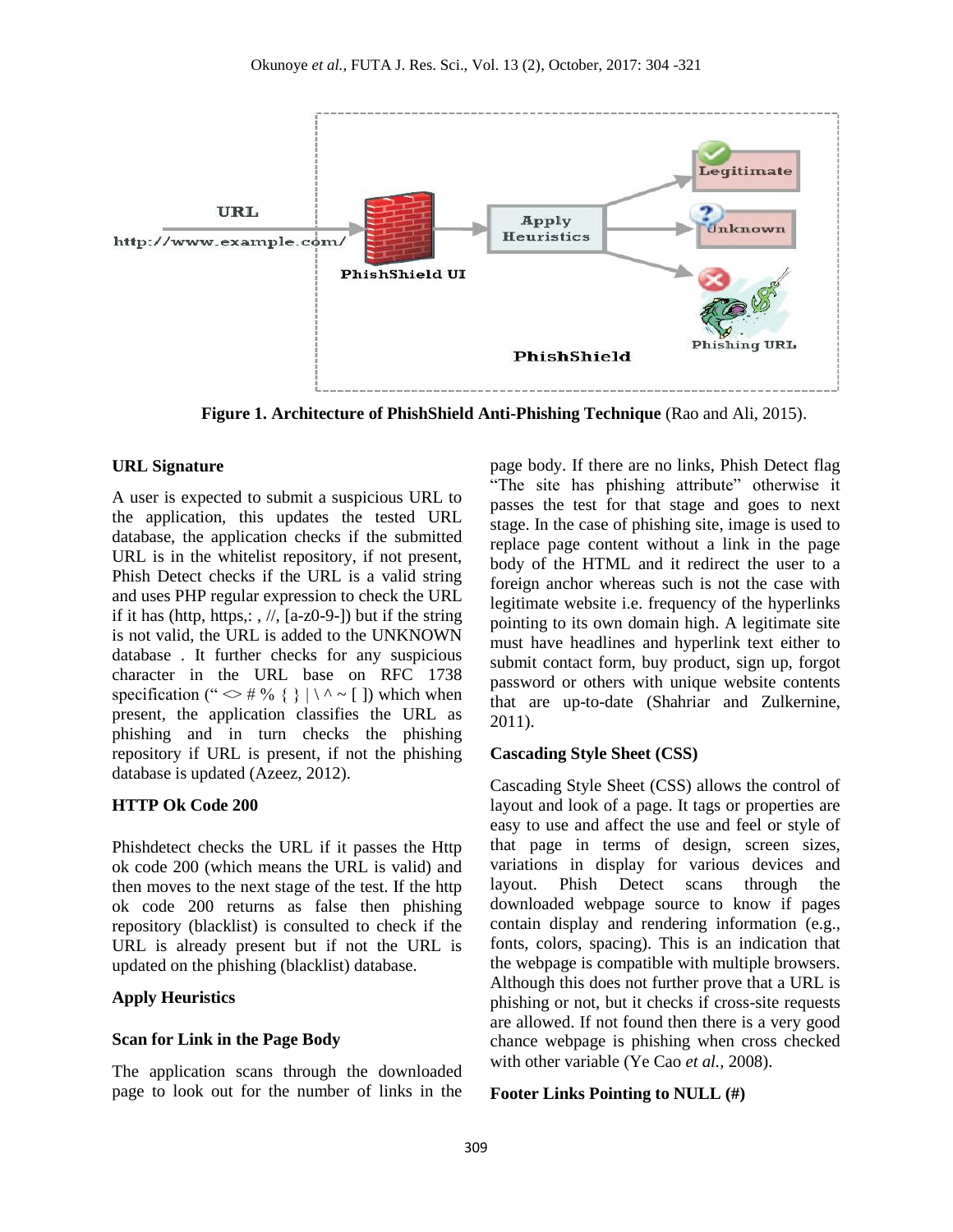**Figure 1. Architecture of PhishShield Anti-Phishing Technique** (Rao and Ali, 2015).

**URL Signature**

A user is expected to submit a suspicious URL to the application, this updates the tested URL database, the application checks if the submitted URL is in the whitelist repository, if not present, Phish Detect checks if the URL is a valid string and uses PHP regular expression to check the URL if it has (http, https,: , //, [a-z0-9-]) but if the string is not valid, the URL is added to the UNKNOWN database . It further checks for any suspicious character in the URL base on RFC 1738 specification (" <> # % { } | \ ^ ~ [ ]) which when present, the application classifies the URL as phishing and in turn checks the phishing repository if URL is present, if not the phishing database is updated (Azeez, 2012).

**HTTP Ok Code 200**

Phishdetect checks the URL if it passes the Http ok code 200 (which means the URL is valid) and then moves to the next stage of the test. If the http ok code 200 returns as false then phishing repository (blacklist) is consulted to check if the URL is already present but if not the URL is updated on the phishing (blacklist) database.

**Apply Heuristics**

**Scan for Link in the Page Body**

The application scans through the downloaded page to look out for the number of links in the page body. If there are no links, Phish Detect flag "The site has phishing attribute" otherwise it passes the test for that stage and goes to next stage. In the case of phishing site, image is used to replace page content without a link in the page body of the HTML and it redirect the user to a foreign anchor whereas such is not the case with legitimate website i.e. frequency of the hyperlinks pointing to its own domain high. A legitimate site must have headlines and hyperlink text either to submit contact form, buy product, sign up, forgot password or others with unique website contents that are up-to-date (Shahriar and Zulkernine, 2011).

**Cascading Style Sheet (CSS)**

Cascading Style Sheet (CSS) allows the control of layout and look of a page. It tags or properties are easy to use and affect the use and feel or style of that page in terms of design, screen sizes, variations in display for various devices and layout. Phish Detect scans through the downloaded webpage source to know if pages contain display and rendering information (e.g., fonts, colors, spacing). This is an indication that the webpage is compatible with multiple browsers. Although this does not further prove that a URL is phishing or not, but it checks if cross-site requests are allowed. If not found then there is a very good chance webpage is phishing when cross checked with other variable (Ye Cao *et al.,* 2008).

**Footer Links Pointing to NULL (#)**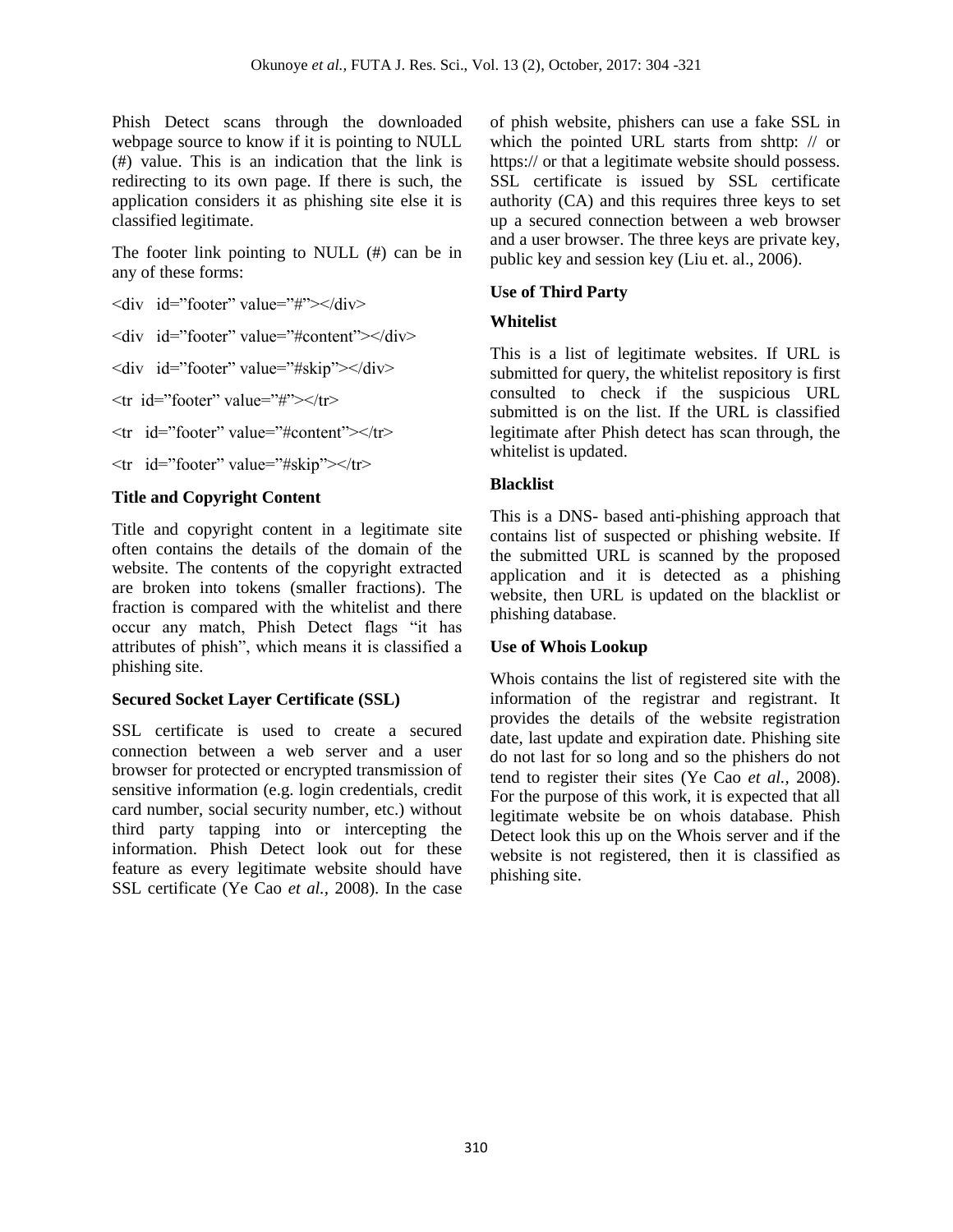Phish Detect scans through the downloaded webpage source to know if it is pointing to NULL (#) value. This is an indication that the link is redirecting to its own page. If there is such, the application considers it as phishing site else it is classified legitimate.

The footer link pointing to NULL (#) can be in any of these forms:

```
<div  id="footer" value="#"></div>
<div  id="footer" value="#content"></div>
<div  id="footer" value="#skip"></div>
<tr  id="footer" value="#"></tr>
<tr  id="footer" value="#content"></tr>
<tr  id="footer" value="#skip"></tr>
```

**Title and Copyright Content**

Title and copyright content in a legitimate site often contains the details of the domain of the website. The contents of the copyright extracted are broken into tokens (smaller fractions). The fraction is compared with the whitelist and there occur any match, Phish Detect flags "it has attributes of phish", which means it is classified a phishing site.

**Secured Socket Layer Certificate (SSL)**

SSL certificate is used to create a secured connection between a web server and a user browser for protected or encrypted transmission of sensitive information (e.g. login credentials, credit card number, social security number, etc.) without third party tapping into or intercepting the information. Phish Detect look out for these feature as every legitimate website should have SSL certificate (Ye Cao *et al.,* 2008). In the case of phish website, phishers can use a fake SSL in which the pointed URL starts from shttp: // or https:// or that a legitimate website should possess. SSL certificate is issued by SSL certificate authority (CA) and this requires three keys to set up a secured connection between a web browser and a user browser. The three keys are private key, public key and session key (Liu et. al., 2006).

**Use of Third Party**

**Whitelist**

This is a list of legitimate websites. If URL is submitted for query, the whitelist repository is first consulted to check if the suspicious URL submitted is on the list. If the URL is classified legitimate after Phish detect has scan through, the whitelist is updated.

**Blacklist**

This is a DNS- based anti-phishing approach that contains list of suspected or phishing website. If the submitted URL is scanned by the proposed application and it is detected as a phishing website, then URL is updated on the blacklist or phishing database.

**Use of Whois Lookup**

Whois contains the list of registered site with the information of the registrar and registrant. It provides the details of the website registration date, last update and expiration date. Phishing site do not last for so long and so the phishers do not tend to register their sites (Ye Cao *et al.,* 2008). For the purpose of this work, it is expected that all legitimate website be on whois database. Phish Detect look this up on the Whois server and if the website is not registered, then it is classified as phishing site.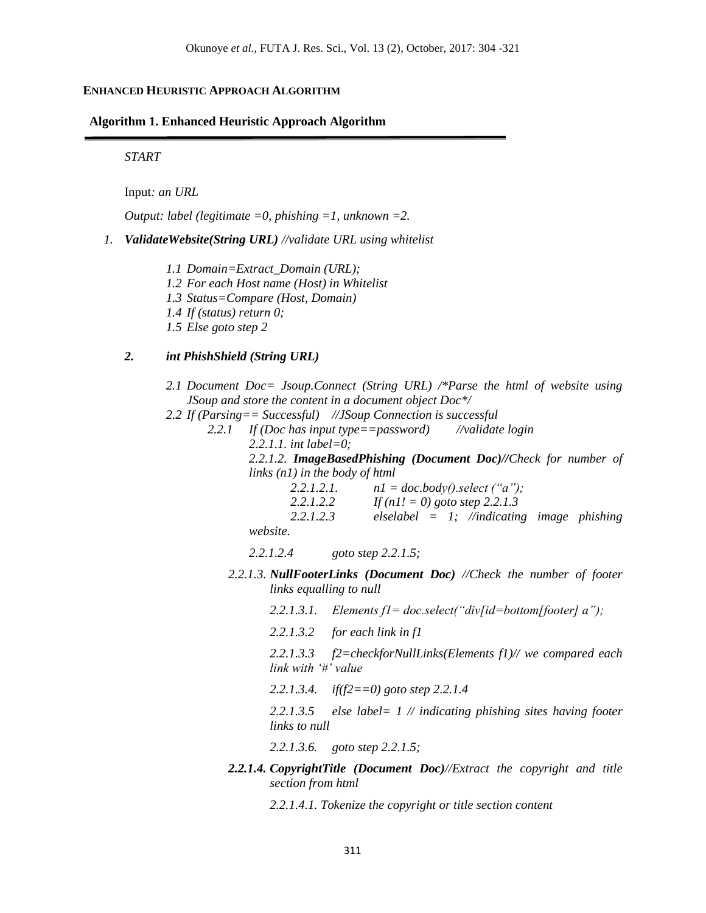**ENHANCED HEURISTIC APPROACH ALGORITHM**

**Algorithm 1. Enhanced Heuristic Approach Algorithm**

---

*START*

Input*: an URL*

*Output: label (legitimate =0, phishing =1, unknown =2.*

1. ***ValidateWebsite(String URL)*** *//validate URL using whitelist*

    *1.1 Domain=Extract_Domain (URL);*
    *1.2 For each Host name (Host) in Whitelist*
    *1.3 Status=Compare (Host, Domain)*
    *1.4 If (status) return 0;*
    *1.5 Else goto step 2*

2. ***int PhishShield (String URL)***

    *2.1 Document Doc= Jsoup.Connect (String URL) /\*Parse the html of website using JSoup and store the content in a document object Doc\*/*
    *2.2 If (Parsing== Successful) //JSoup Connection is successful*

    *2.2.1 If (Doc has input type==password) //validate login*

    *2.2.1.1. int label=0;*

    *2.2.1.2.* ***ImageBasedPhishing (Document Doc)//****Check for number of links (n1) in the body of html*

    *2.2.1.2.1. n1 = doc.body().select ("a");*

    *2.2.1.2.2 If (n1! = 0) goto step 2.2.1.3*

    *2.2.1.2.3 elselabel = 1; //indicating image phishing website.*

    *2.2.1.2.4 goto step 2.2.1.5;*

    *2.2.1.3.* ***NullFooterLinks (Document Doc)*** *//Check the number of footer links equalling to null*

    *2.2.1.3.1. Elements f1= doc.select("div[id=bottom[footer] a");*

    *2.2.1.3.2 for each link in f1*

    *2.2.1.3.3 f2=checkforNullLinks(Elements f1)// we compared each link with '#' value*

    *2.2.1.3.4. if(f2==0) goto step 2.2.1.4*

    *2.2.1.3.5 else label= 1 // indicating phishing sites having footer links to null*

    *2.2.1.3.6. goto step 2.2.1.5;*

    ***2.2.1.4. CopyrightTitle (Document Doc)****//Extract the copyright and title section from html*

    *2.2.1.4.1. Tokenize the copyright or title section content*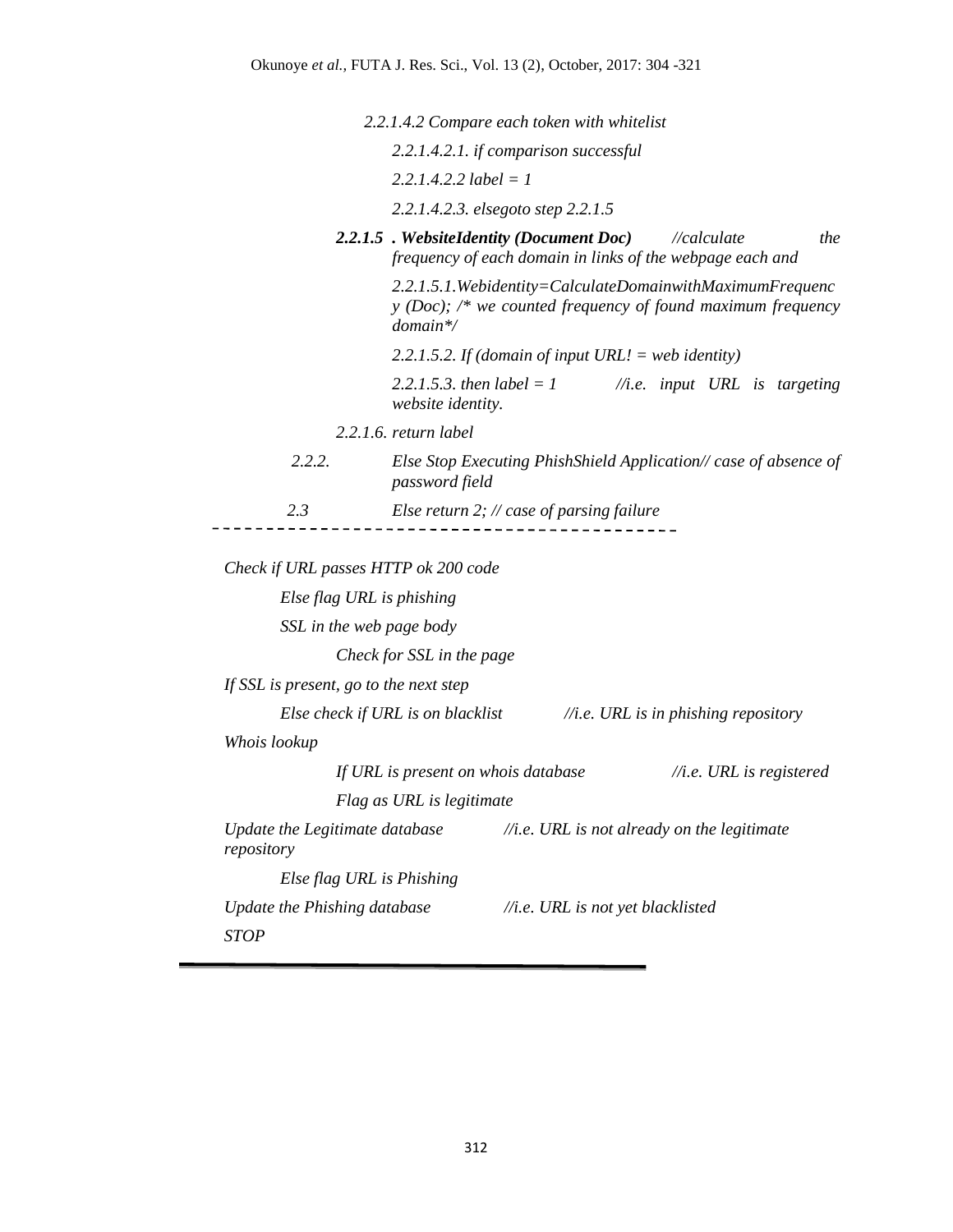*2.2.1.4.2 Compare each token with whitelist*

*2.2.1.4.2.1. if comparison successful*

*2.2.1.4.2.2 label = 1*

*2.2.1.4.2.3. elsegoto step 2.2.1.5*

***2.2.1.5 . WebsiteIdentity (Document Doc)*** *//calculate the frequency of each domain in links of the webpage each and*

*2.2.1.5.1.Webidentity=CalculateDomainwithMaximumFrequency (Doc); /* we counted frequency of found maximum frequency domain*/*

*2.2.1.5.2. If (domain of input URL! = web identity)*

*2.2.1.5.3. then label = 1 //i.e. input URL is targeting website identity.*

*2.2.1.6. return label*

*2.2.2. Else Stop Executing PhishShield Application// case of absence of password field*

*2.3 Else return 2; // case of parsing failure*

---

*Check if URL passes HTTP ok 200 code*

*Else flag URL is phishing*

*SSL in the web page body*

*Check for SSL in the page*

*If SSL is present, go to the next step*

*Else check if URL is on blacklist //i.e. URL is in phishing repository*

*Whois lookup*

*If URL is present on whois database //i.e. URL is registered*

*Flag as URL is legitimate*

*Update the Legitimate database repository //i.e. URL is not already on the legitimate*

*Else flag URL is Phishing*

*Update the Phishing database //i.e. URL is not yet blacklisted*

*STOP*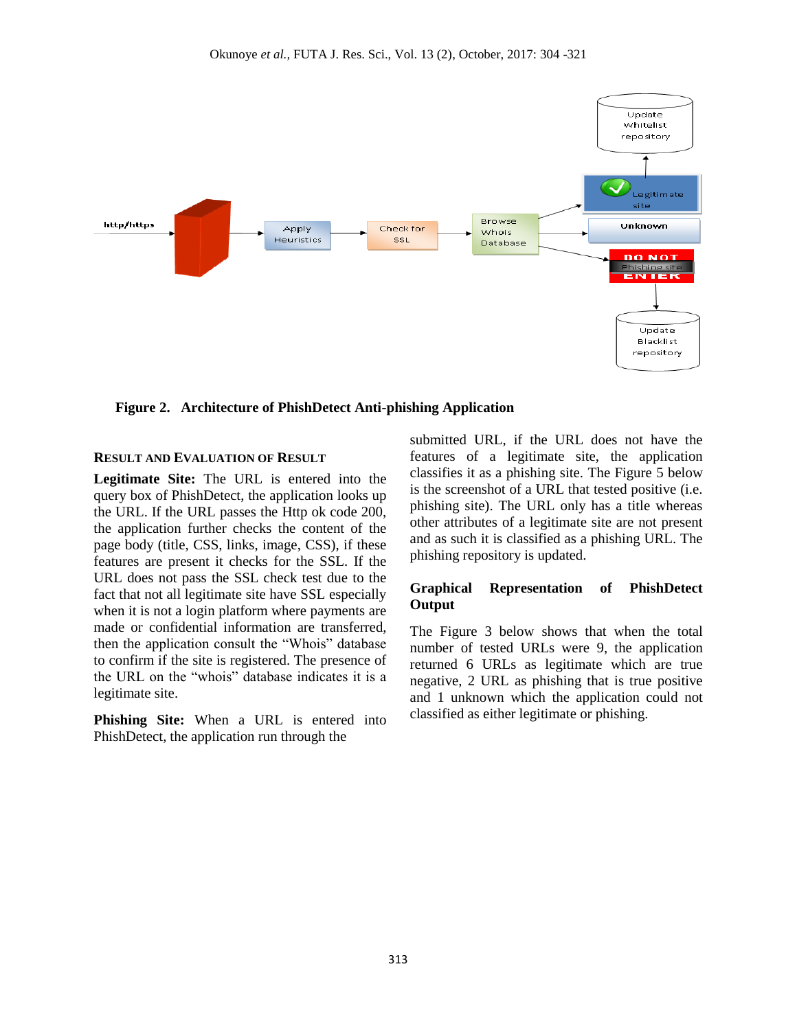**Figure 2. Architecture of PhishDetect Anti-phishing Application**

## RESULT AND EVALUATION OF RESULT

**Legitimate Site:** The URL is entered into the query box of PhishDetect, the application looks up the URL. If the URL passes the Http ok code 200, the application further checks the content of the page body (title, CSS, links, image, CSS), if these features are present it checks for the SSL. If the URL does not pass the SSL check test due to the fact that not all legitimate site have SSL especially when it is not a login platform where payments are made or confidential information are transferred, then the application consult the "Whois" database to confirm if the site is registered. The presence of the URL on the "whois" database indicates it is a legitimate site.

**Phishing Site:** When a URL is entered into PhishDetect, the application run through the submitted URL, if the URL does not have the features of a legitimate site, the application classifies it as a phishing site. The Figure 5 below is the screenshot of a URL that tested positive (i.e. phishing site). The URL only has a title whereas other attributes of a legitimate site are not present and as such it is classified as a phishing URL. The phishing repository is updated.

### Graphical Representation of PhishDetect Output

The Figure 3 below shows that when the total number of tested URLs were 9, the application returned 6 URLs as legitimate which are true negative, 2 URL as phishing that is true positive and 1 unknown which the application could not classified as either legitimate or phishing.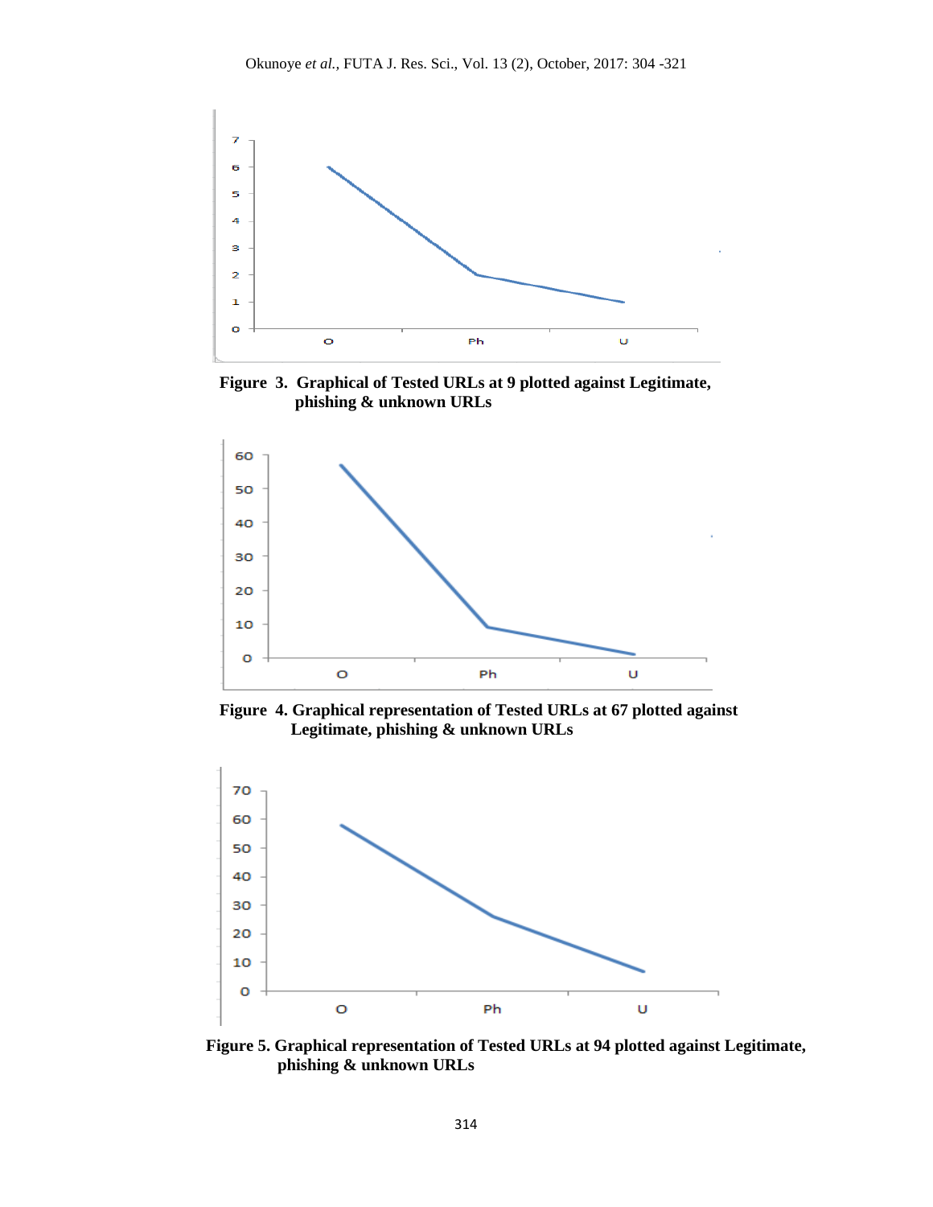**Figure 3. Graphical of Tested URLs at 9 plotted against Legitimate, phishing & unknown URLs**

**Figure 4. Graphical representation of Tested URLs at 67 plotted against Legitimate, phishing & unknown URLs**

**Figure 5. Graphical representation of Tested URLs at 94 plotted against Legitimate, phishing & unknown URLs**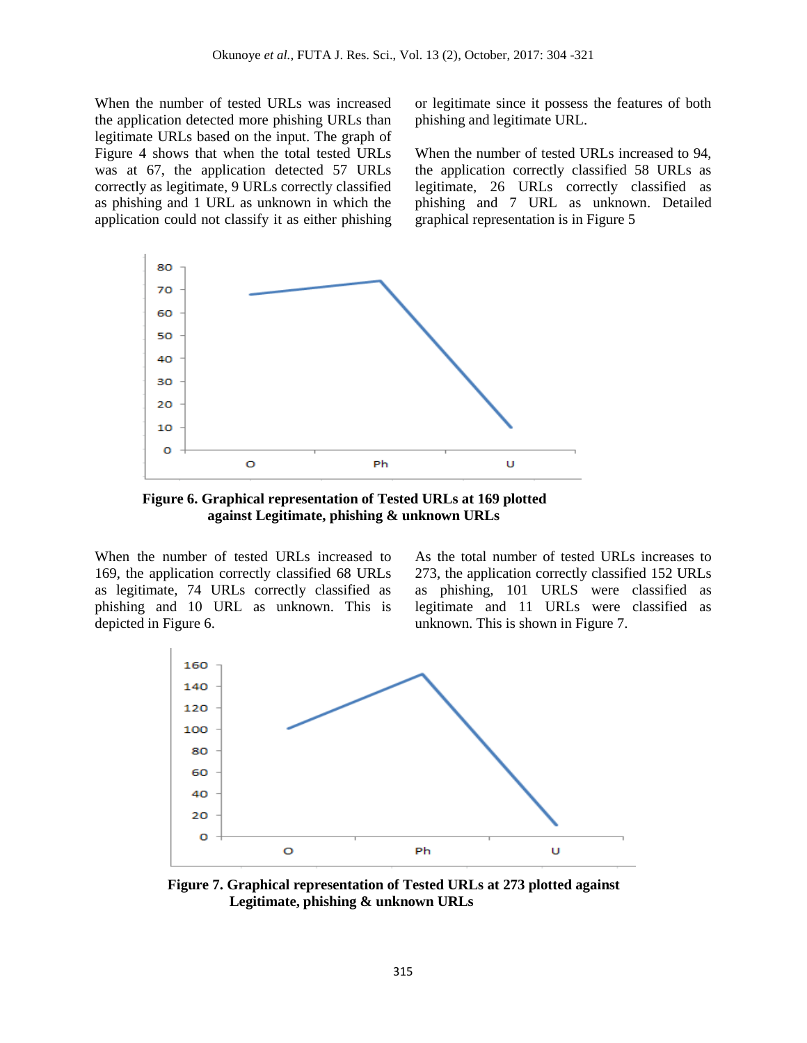When the number of tested URLs was increased the application detected more phishing URLs than legitimate URLs based on the input. The graph of Figure 4 shows that when the total tested URLs was at 67, the application detected 57 URLs correctly as legitimate, 9 URLs correctly classified as phishing and 1 URL as unknown in which the application could not classify it as either phishing or legitimate since it possess the features of both phishing and legitimate URL.

When the number of tested URLs increased to 94, the application correctly classified 58 URLs as legitimate, 26 URLs correctly classified as phishing and 7 URL as unknown. Detailed graphical representation is in Figure 5

**Figure 6. Graphical representation of Tested URLs at 169 plotted against Legitimate, phishing & unknown URLs**

When the number of tested URLs increased to 169, the application correctly classified 68 URLs as legitimate, 74 URLs correctly classified as phishing and 10 URL as unknown. This is depicted in Figure 6.

As the total number of tested URLs increases to 273, the application correctly classified 152 URLs as phishing, 101 URLS were classified as legitimate and 11 URLs were classified as unknown. This is shown in Figure 7.

**Figure 7. Graphical representation of Tested URLs at 273 plotted against Legitimate, phishing & unknown URLs**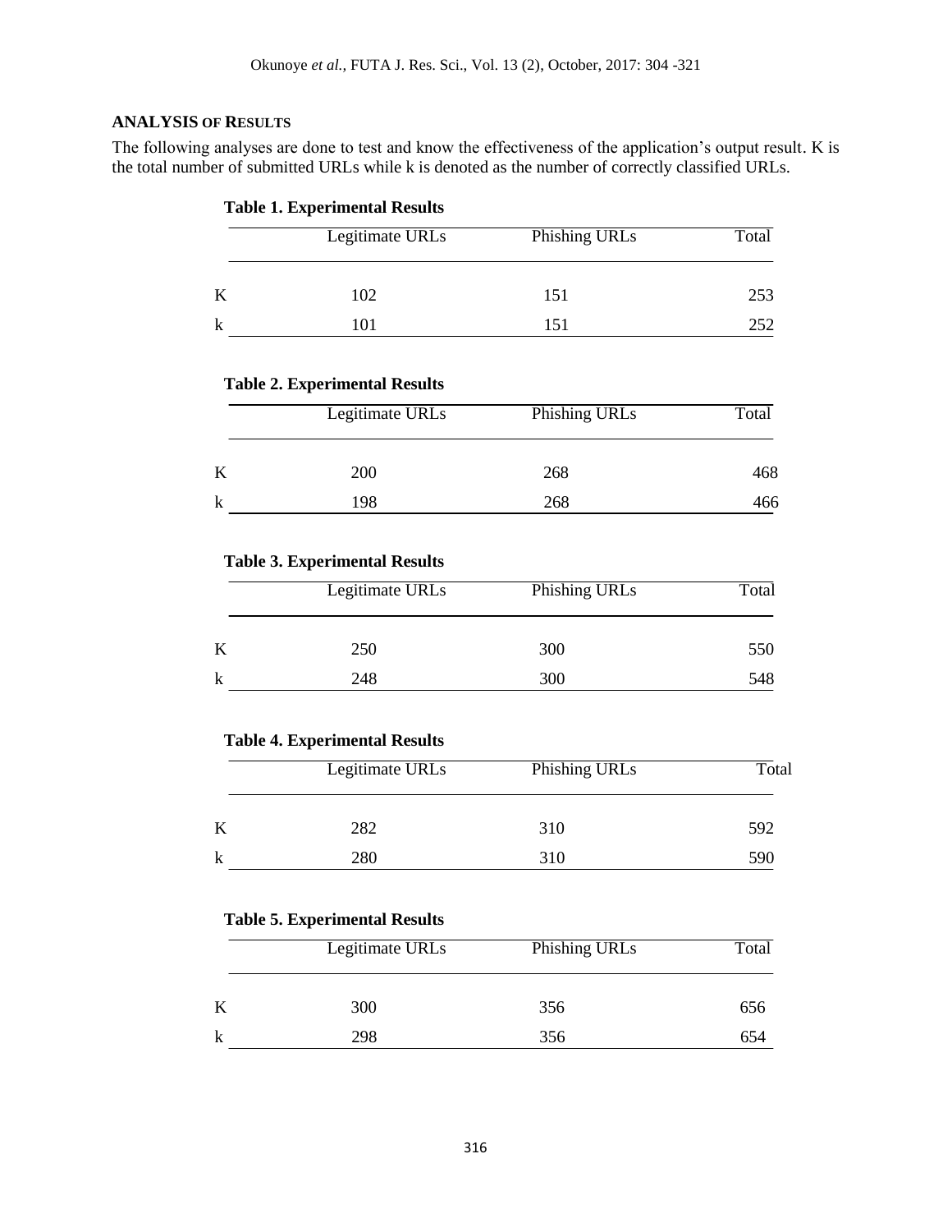## ANALYSIS OF RESULTS

The following analyses are done to test and know the effectiveness of the application's output result. K is the total number of submitted URLs while k is denoted as the number of correctly classified URLs.

**Table 1. Experimental Results**

| | Legitimate URLs | Phishing URLs | Total |
|---|---|---|---|
| K | 102 | 151 | 253 |
| k | 101 | 151 | 252 |

**Table 2. Experimental Results**

| | Legitimate URLs | Phishing URLs | Total |
|---|---|---|---|
| K | 200 | 268 | 468 |
| k | 198 | 268 | 466 |

**Table 3. Experimental Results**

| | Legitimate URLs | Phishing URLs | Total |
|---|---|---|---|
| K | 250 | 300 | 550 |
| k | 248 | 300 | 548 |

**Table 4. Experimental Results**

| | Legitimate URLs | Phishing URLs | Total |
|---|---|---|---|
| K | 282 | 310 | 592 |
| k | 280 | 310 | 590 |

**Table 5. Experimental Results**

| | Legitimate URLs | Phishing URLs | Total |
|---|---|---|---|
| K | 300 | 356 | 656 |
| k | 298 | 356 | 654 |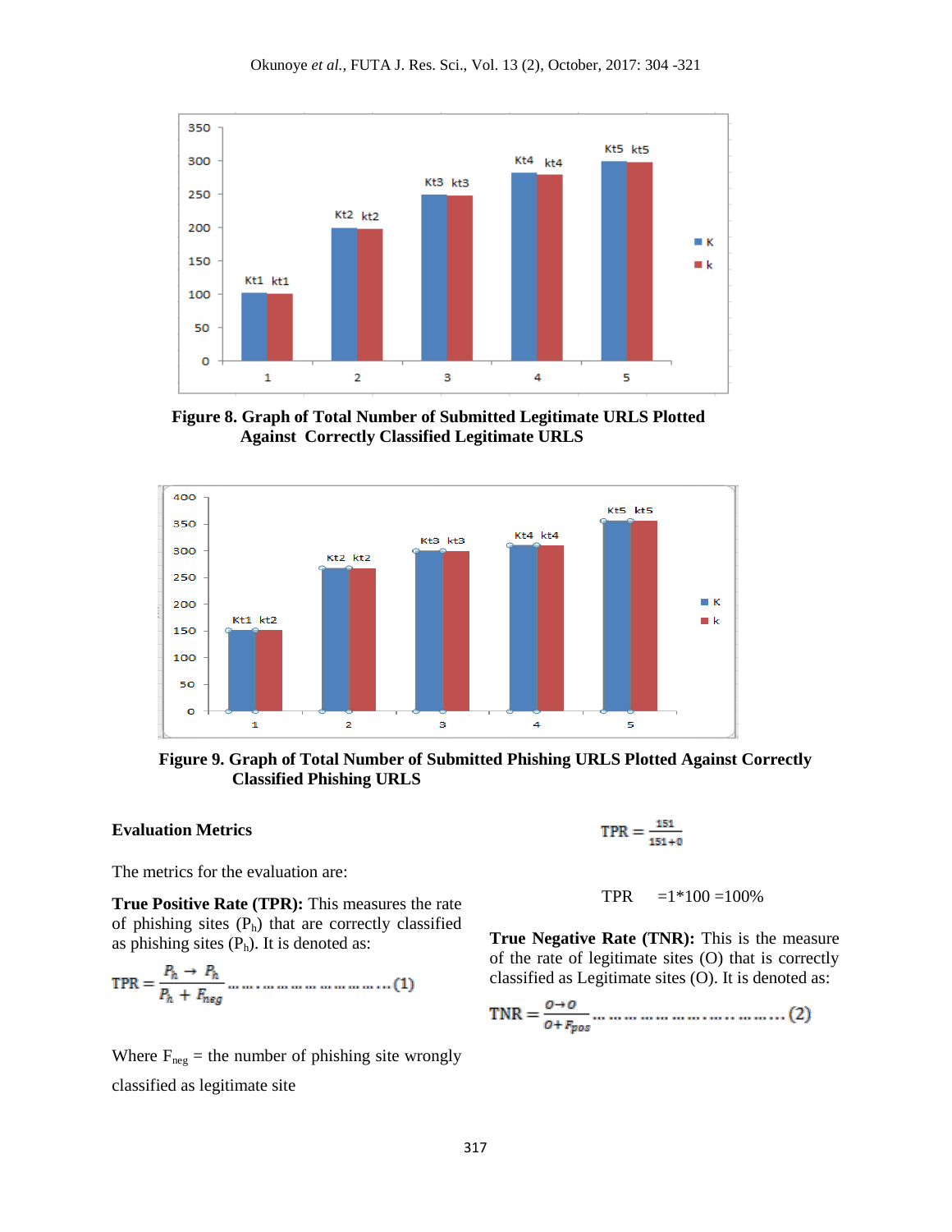**Figure 8. Graph of Total Number of Submitted Legitimate URLS Plotted Against Correctly Classified Legitimate URLS**

**Figure 9. Graph of Total Number of Submitted Phishing URLS Plotted Against Correctly Classified Phishing URLS**

**Evaluation Metrics**

The metrics for the evaluation are:

**True Positive Rate (TPR):** This measures the rate of phishing sites ($P_h$) that are correctly classified as phishing sites ($P_h$). It is denoted as:

$$TPR = \frac{P_h \rightarrow P_h}{P_h + F_{neg}} \ldots\ldots\ldots\ldots\ldots\ldots\ldots\ldots (1)$$

Where $F_{neg}$ = the number of phishing site wrongly classified as legitimate site

$$TPR = \frac{151}{151+0}$$

TPR =1*100 =100%

**True Negative Rate (TNR):** This is the measure of the rate of legitimate sites (O) that is correctly classified as Legitimate sites (O). It is denoted as:

$$TNR = \frac{O \rightarrow O}{O + F_{pos}} \ldots\ldots\ldots\ldots\ldots\ldots\ldots\ldots\ldots (2)$$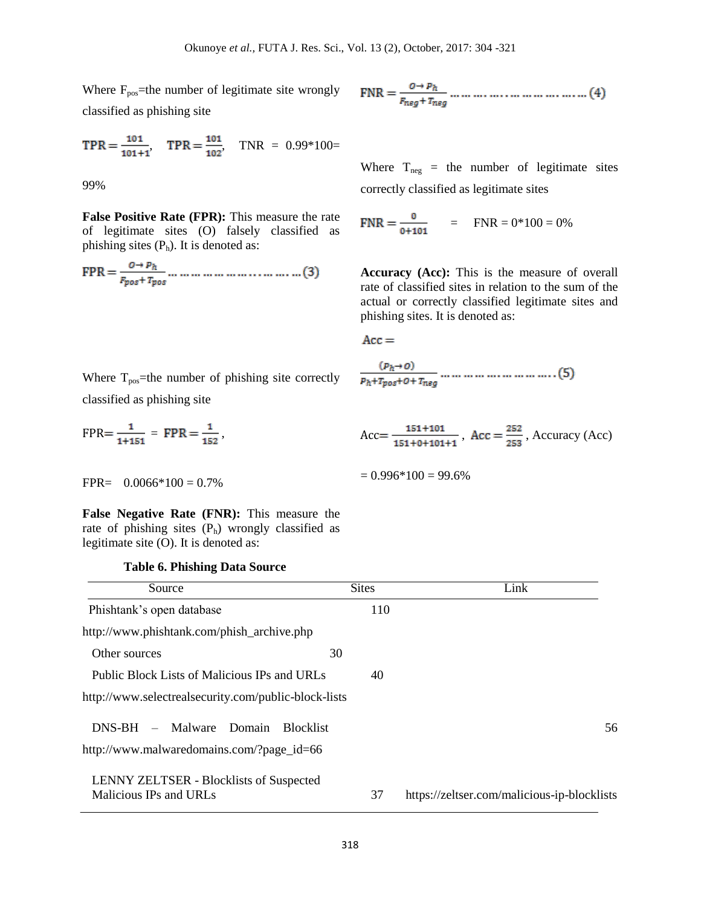Where $F_{pos}$=the number of legitimate site wrongly classified as phishing site

$\text{TPR} = \frac{101}{101+1}$, $\text{TPR} = \frac{101}{102}$, TNR = 0.99*100= 99%

**False Positive Rate (FPR):** This measure the rate of legitimate sites (O) falsely classified as phishing sites ($P_h$). It is denoted as:

$$\text{FPR} = \frac{O \rightarrow P_h}{F_{pos} + T_{pos}} \text{ ……………………………. (3)}$$

Where $T_{pos}$=the number of phishing site correctly classified as phishing site

$\text{FPR} = \frac{1}{1+151}$ = $\text{FPR} = \frac{1}{152}$,

FPR= 0.0066*100 = 0.7%

**False Negative Rate (FNR):** This measure the rate of phishing sites ($P_h$) wrongly classified as legitimate site (O). It is denoted as:

$$\text{FNR} = \frac{O \rightarrow P_h}{F_{neg} + T_{neg}} \text{ ……………………………. (4)}$$

Where $T_{neg}$ = the number of legitimate sites correctly classified as legitimate sites

$\text{FNR} = \frac{0}{0+101}$ = FNR = 0*100 = 0%

**Accuracy (Acc):** This is the measure of overall rate of classified sites in relation to the sum of the actual or correctly classified legitimate sites and phishing sites. It is denoted as:

$$\text{Acc} = \frac{(P_h \rightarrow O)}{P_h + T_{pos} + O + T_{neg}} \text{ ……………………………. (5)}$$

$\text{Acc} = \frac{151+101}{151+0+101+1}$, $\text{Acc} = \frac{252}{253}$, Accuracy (Acc) = 0.996*100 = 99.6%

**Table 6. Phishing Data Source**

| Source | Sites | Link |
|---|---|---|
| Phishtank's open database | 110 | http://www.phishtank.com/phish_archive.php |
| Other sources | 30 | |
| Public Block Lists of Malicious IPs and URLs | 40 | http://www.selectrealsecurity.com/public-block-lists |
| DNS-BH – Malware Domain Blocklist | 56 | http://www.malwaredomains.com/?page_id=66 |
| LENNY ZELTSER - Blocklists of Suspected Malicious IPs and URLs | 37 | https://zeltser.com/malicious-ip-blocklists |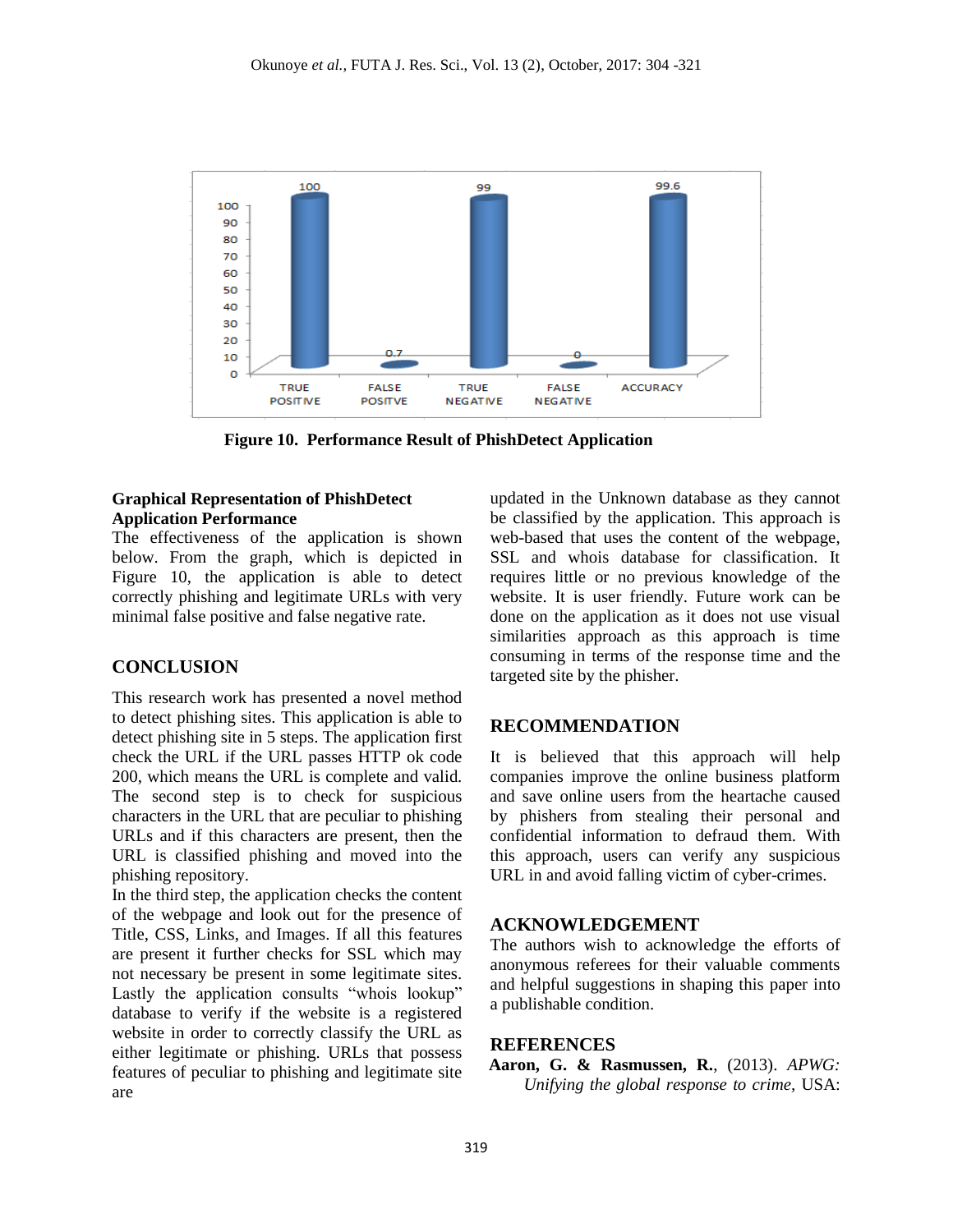Figure 10. Performance Result of PhishDetect Application

**Graphical Representation of PhishDetect Application Performance**

The effectiveness of the application is shown below. From the graph, which is depicted in Figure 10, the application is able to detect correctly phishing and legitimate URLs with very minimal false positive and false negative rate.

## CONCLUSION

This research work has presented a novel method to detect phishing sites. This application is able to detect phishing site in 5 steps. The application first check the URL if the URL passes HTTP ok code 200, which means the URL is complete and valid. The second step is to check for suspicious characters in the URL that are peculiar to phishing URLs and if this characters are present, then the URL is classified phishing and moved into the phishing repository.

In the third step, the application checks the content of the webpage and look out for the presence of Title, CSS, Links, and Images. If all this features are present it further checks for SSL which may not necessary be present in some legitimate sites. Lastly the application consults "whois lookup" database to verify if the website is a registered website in order to correctly classify the URL as either legitimate or phishing. URLs that possess features of peculiar to phishing and legitimate site are updated in the Unknown database as they cannot be classified by the application. This approach is web-based that uses the content of the webpage, SSL and whois database for classification. It requires little or no previous knowledge of the website. It is user friendly. Future work can be done on the application as it does not use visual similarities approach as this approach is time consuming in terms of the response time and the targeted site by the phisher.

## RECOMMENDATION

It is believed that this approach will help companies improve the online business platform and save online users from the heartache caused by phishers from stealing their personal and confidential information to defraud them. With this approach, users can verify any suspicious URL in and avoid falling victim of cyber-crimes.

## ACKNOWLEDGEMENT

The authors wish to acknowledge the efforts of anonymous referees for their valuable comments and helpful suggestions in shaping this paper into a publishable condition.

## REFERENCES

**Aaron, G. & Rasmussen, R.**, (2013). *APWG: Unifying the global response to crime*, USA: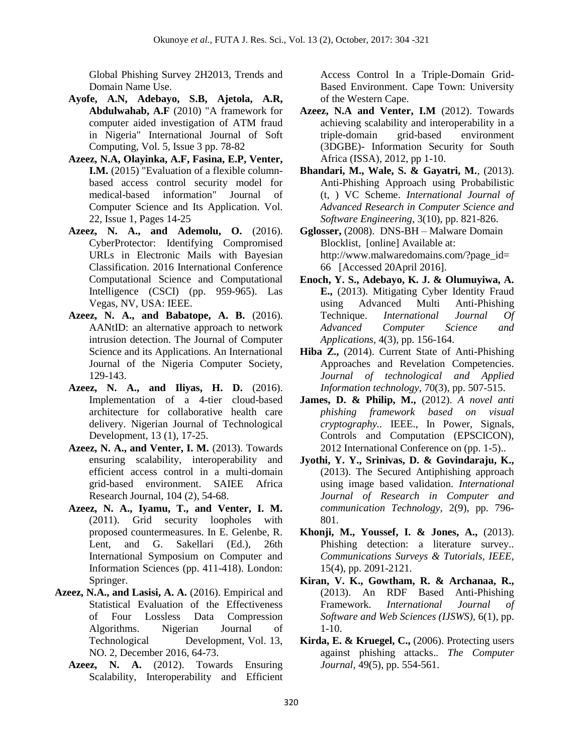Global Phishing Survey 2H2013, Trends and Domain Name Use.

**Ayofe, A.N, Adebayo, S.B, Ajetola, A.R, Abdulwahab, A.F** (2010) "A framework for computer aided investigation of ATM fraud in Nigeria" International Journal of Soft Computing, Vol. 5, Issue 3 pp. 78-82

**Azeez, N.A, Olayinka, A.F, Fasina, E.P, Venter, I.M.** (2015) "Evaluation of a flexible column-based access control security model for medical-based information" Journal of Computer Science and Its Application. Vol. 22, Issue 1, Pages 14-25

**Azeez, N. A., and Ademolu, O.** (2016). CyberProtector: Identifying Compromised URLs in Electronic Mails with Bayesian Classification. 2016 International Conference Computational Science and Computational Intelligence (CSCI) (pp. 959-965). Las Vegas, NV, USA: IEEE.

**Azeez, N. A., and Babatope, A. B.** (2016). AANtID: an alternative approach to network intrusion detection. The Journal of Computer Science and its Applications. An International Journal of the Nigeria Computer Society, 129-143.

**Azeez, N. A., and Iliyas, H. D.** (2016). Implementation of a 4-tier cloud-based architecture for collaborative health care delivery. Nigerian Journal of Technological Development, 13 (1), 17-25.

**Azeez, N. A., and Venter, I. M.** (2013). Towards ensuring scalability, interoperability and efficient access control in a multi-domain grid-based environment. SAIEE Africa Research Journal, 104 (2), 54-68.

**Azeez, N. A., Iyamu, T., and Venter, I. M.** (2011). Grid security loopholes with proposed countermeasures. In E. Gelenbe, R. Lent, and G. Sakellari (Ed.), 26th International Symposium on Computer and Information Sciences (pp. 411-418). London: Springer.

**Azeez, N.A., and Lasisi, A. A.** (2016). Empirical and Statistical Evaluation of the Effectiveness of Four Lossless Data Compression Algorithms. Nigerian Journal of Technological Development, Vol. 13, NO. 2, December 2016, 64-73.

**Azeez, N. A.** (2012). Towards Ensuring Scalability, Interoperability and Efficient Access Control In a Triple-Domain Grid-Based Environment. Cape Town: University of the Western Cape.

**Azeez, N.A and Venter, I.M** (2012). Towards achieving scalability and interoperability in a triple-domain grid-based environment (3DGBE)- Information Security for South Africa (ISSA), 2012, pp 1-10.

**Bhandari, M., Wale, S. & Gayatri, M.**, (2013). Anti-Phishing Approach using Probabilistic (t, ) VC Scheme. *International Journal of Advanced Research in Computer Science and Software Engineering,* 3(10), pp. 821-826.

**Gglosser,** (2008). DNS-BH – Malware Domain Blocklist, [online] Available at: http://www.malwaredomains.com/?page_id=66 [Accessed 20April 2016].

**Enoch, Y. S., Adebayo, K. J. & Olumuyiwa, A. E.,** (2013). Mitigating Cyber Identity Fraud using Advanced Multi Anti-Phishing Technique. *International Journal Of Advanced Computer Science and Applications,* 4(3), pp. 156-164.

**Hiba Z.,** (2014). Current State of Anti-Phishing Approaches and Revelation Competencies. *Journal of technological and Applied Information technology,* 70(3), pp. 507-515.

**James, D. & Philip, M.,** (2012). *A novel anti phishing framework based on visual cryptography..* IEEE., In Power, Signals, Controls and Computation (EPSCICON), 2012 International Conference on (pp. 1-5)..

**Jyothi, Y. Y., Srinivas, D. & Govindaraju, K.,** (2013). The Secured Antiphishing approach using image based validation. *International Journal of Research in Computer and communication Technology,* 2(9), pp. 796-801.

**Khonji, M., Youssef, I. & Jones, A.,** (2013). Phishing detection: a literature survey.. *Communications Surveys & Tutorials, IEEE,* 15(4), pp. 2091-2121.

**Kiran, V. K., Gowtham, R. & Archanaa, R.,** (2013). An RDF Based Anti-Phishing Framework. *International Journal of Software and Web Sciences (IJSWS),* 6(1), pp. 1-10.

**Kirda, E. & Kruegel, C.,** (2006). Protecting users against phishing attacks.. *The Computer Journal,* 49(5), pp. 554-561.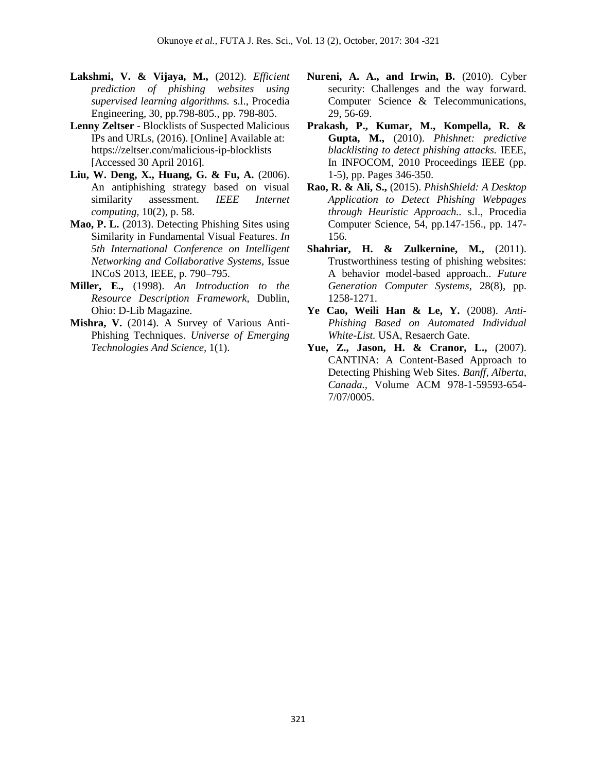**Lakshmi, V. & Vijaya, M.,** (2012). *Efficient prediction of phishing websites using supervised learning algorithms.* s.l., Procedia Engineering, 30, pp.798-805., pp. 798-805.

**Lenny Zeltser** - Blocklists of Suspected Malicious IPs and URLs, (2016). [Online] Available at: https://zeltser.com/malicious-ip-blocklists [Accessed 30 April 2016].

**Liu, W. Deng, X., Huang, G. & Fu, A.** (2006). An antiphishing strategy based on visual similarity assessment. *IEEE Internet computing,* 10(2), p. 58.

**Mao, P. L.** (2013). Detecting Phishing Sites using Similarity in Fundamental Visual Features. *In 5th International Conference on Intelligent Networking and Collaborative Systems,* Issue INCoS 2013, IEEE, p. 790–795.

**Miller, E.,** (1998). *An Introduction to the Resource Description Framework,* Dublin, Ohio: D-Lib Magazine.

**Mishra, V.** (2014). A Survey of Various Anti-Phishing Techniques. *Universe of Emerging Technologies And Science,* 1(1).

**Nureni, A. A., and Irwin, B.** (2010). Cyber security: Challenges and the way forward. Computer Science & Telecommunications, 29, 56-69.

**Prakash, P., Kumar, M., Kompella, R. & Gupta, M.,** (2010). *Phishnet: predictive blacklisting to detect phishing attacks.* IEEE, In INFOCOM, 2010 Proceedings IEEE (pp. 1-5), pp. Pages 346-350.

**Rao, R. & Ali, S.,** (2015). *PhishShield: A Desktop Application to Detect Phishing Webpages through Heuristic Approach..* s.l., Procedia Computer Science, 54, pp.147-156., pp. 147-156.

**Shahriar, H. & Zulkernine, M.,** (2011). Trustworthiness testing of phishing websites: A behavior model-based approach.. *Future Generation Computer Systems,* 28(8), pp. 1258-1271.

**Ye Cao, Weili Han & Le, Y.** (2008). *Anti-Phishing Based on Automated Individual White-List.* USA, Resaerch Gate.

**Yue, Z., Jason, H. & Cranor, L.,** (2007). CANTINA: A Content-Based Approach to Detecting Phishing Web Sites. *Banff, Alberta, Canada.,* Volume ACM 978-1-59593-654-7/07/0005.